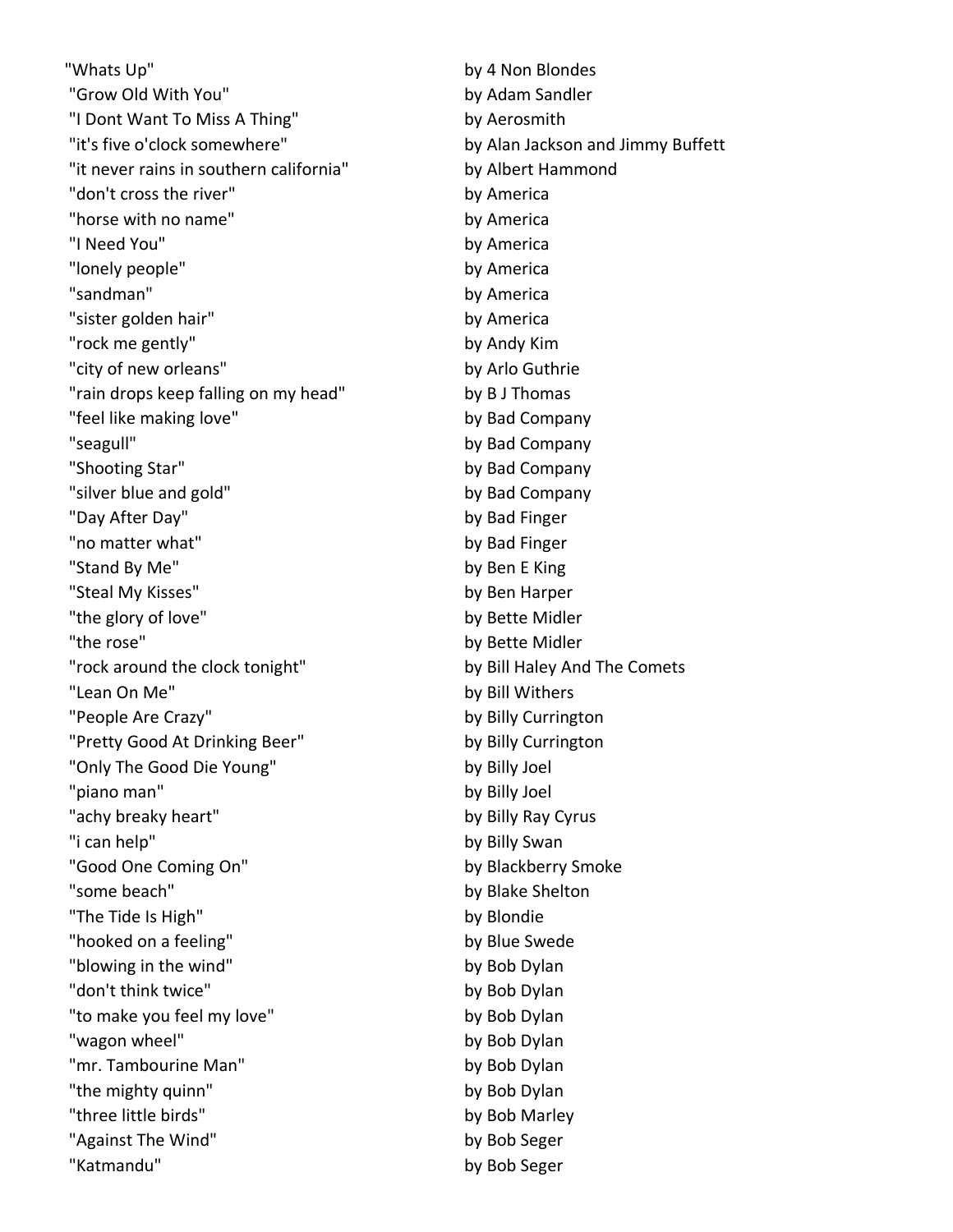| "Whats Up" | by 4 Non Blondes |
|---|---|
| "Grow Old With You" | by Adam Sandler |
| "I Dont Want To Miss A Thing" | by Aerosmith |
| "it's five o'clock somewhere" | by Alan Jackson and Jimmy Buffett |
| "it never rains in southern california" | by Albert Hammond |
| "don't cross the river" | by America |
| "horse with no name" | by America |
| "I Need You" | by America |
| "lonely people" | by America |
| "sandman" | by America |
| "sister golden hair" | by America |
| "rock me gently" | by Andy Kim |
| "city of new orleans" | by Arlo Guthrie |
| "rain drops keep falling on my head" | by B J Thomas |
| "feel like making love" | by Bad Company |
| "seagull" | by Bad Company |
| "Shooting Star" | by Bad Company |
| "silver blue and gold" | by Bad Company |
| "Day After Day" | by Bad Finger |
| "no matter what" | by Bad Finger |
| "Stand By Me" | by Ben E King |
| "Steal My Kisses" | by Ben Harper |
| "the glory of love" | by Bette Midler |
| "the rose" | by Bette Midler |
| "rock around the clock tonight" | by Bill Haley And The Comets |
| "Lean On Me" | by Bill Withers |
| "People Are Crazy" | by Billy Currington |
| "Pretty Good At Drinking Beer" | by Billy Currington |
| "Only The Good Die Young" | by Billy Joel |
| "piano man" | by Billy Joel |
| "achy breaky heart" | by Billy Ray Cyrus |
| "i can help" | by Billy Swan |
| "Good One Coming On" | by Blackberry Smoke |
| "some beach" | by Blake Shelton |
| "The Tide Is High" | by Blondie |
| "hooked on a feeling" | by Blue Swede |
| "blowing in the wind" | by Bob Dylan |
| "don't think twice" | by Bob Dylan |
| "to make you feel my love" | by Bob Dylan |
| "wagon wheel" | by Bob Dylan |
| "mr. Tambourine Man" | by Bob Dylan |
| "the mighty quinn" | by Bob Dylan |
| "three little birds" | by Bob Marley |
| "Against The Wind" | by Bob Seger |
| "Katmandu" | by Bob Seger |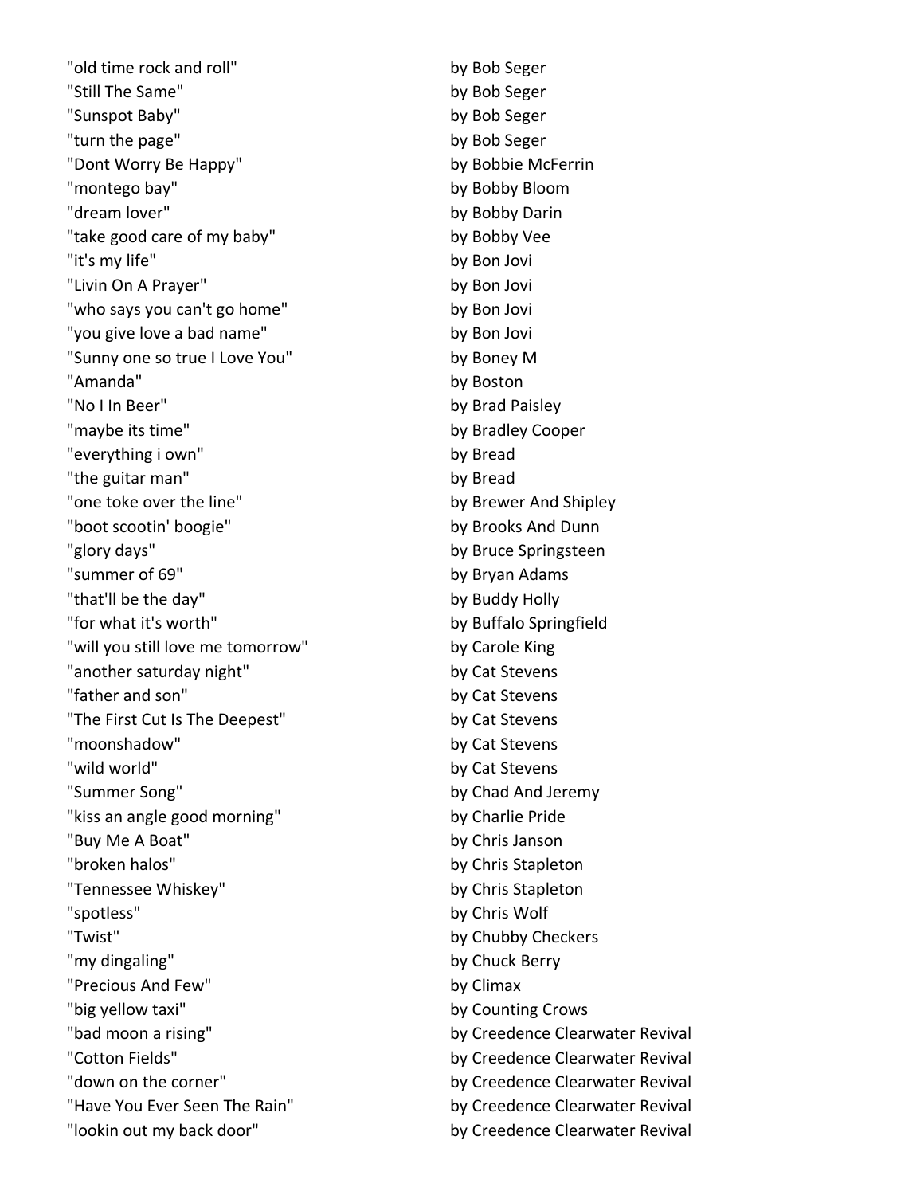"old time rock and roll" by Bob Seger
"Still The Same" by Bob Seger
"Sunspot Baby" by Bob Seger
"turn the page" by Bob Seger
"Dont Worry Be Happy" by Bobbie McFerrin
"montego bay" by Bobby Bloom
"dream lover" by Bobby Darin
"take good care of my baby" by Bobby Vee
"it's my life" by Bon Jovi
"Livin On A Prayer" by Bon Jovi
"who says you can't go home" by Bon Jovi
"you give love a bad name" by Bon Jovi
"Sunny one so true I Love You" by Boney M
"Amanda" by Boston
"No I In Beer" by Brad Paisley
"maybe its time" by Bradley Cooper
"everything i own" by Bread
"the guitar man" by Bread
"one toke over the line" by Brewer And Shipley
"boot scootin' boogie" by Brooks And Dunn
"glory days" by Bruce Springsteen
"summer of 69" by Bryan Adams
"that'll be the day" by Buddy Holly
"for what it's worth" by Buffalo Springfield
"will you still love me tomorrow" by Carole King
"another saturday night" by Cat Stevens
"father and son" by Cat Stevens
"The First Cut Is The Deepest" by Cat Stevens
"moonshadow" by Cat Stevens
"wild world" by Cat Stevens
"Summer Song" by Chad And Jeremy
"kiss an angle good morning" by Charlie Pride
"Buy Me A Boat" by Chris Janson
"broken halos" by Chris Stapleton
"Tennessee Whiskey" by Chris Stapleton
"spotless" by Chris Wolf
"Twist" by Chubby Checkers
"my dingaling" by Chuck Berry
"Precious And Few" by Climax
"big yellow taxi" by Counting Crows
"bad moon a rising" by Creedence Clearwater Revival
"Cotton Fields" by Creedence Clearwater Revival
"down on the corner" by Creedence Clearwater Revival
"Have You Ever Seen The Rain" by Creedence Clearwater Revival
"lookin out my back door" by Creedence Clearwater Revival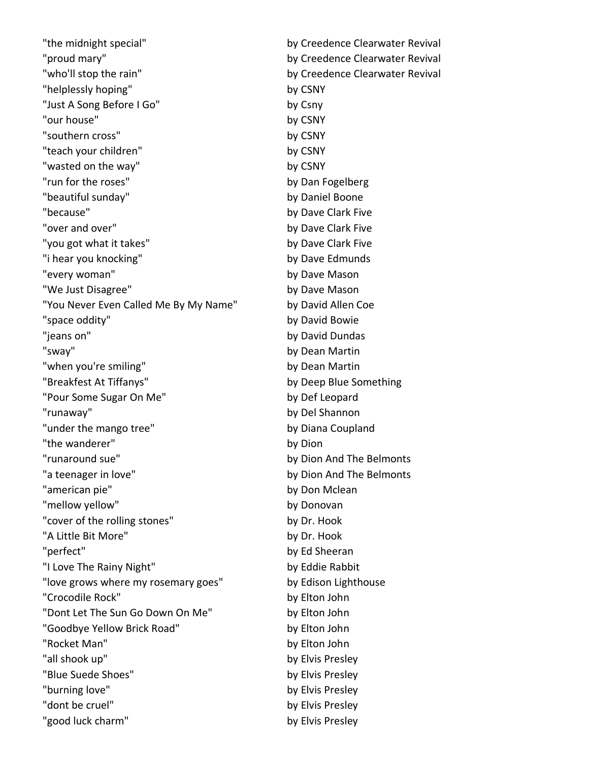| | |
|---|---|
| "the midnight special" | by Creedence Clearwater Revival |
| "proud mary" | by Creedence Clearwater Revival |
| "who'll stop the rain" | by Creedence Clearwater Revival |
| "helplessly hoping" | by CSNY |
| "Just A Song Before I Go" | by Csny |
| "our house" | by CSNY |
| "southern cross" | by CSNY |
| "teach your children" | by CSNY |
| "wasted on the way" | by CSNY |
| "run for the roses" | by Dan Fogelberg |
| "beautiful sunday" | by Daniel Boone |
| "because" | by Dave Clark Five |
| "over and over" | by Dave Clark Five |
| "you got what it takes" | by Dave Clark Five |
| "i hear you knocking" | by Dave Edmunds |
| "every woman" | by Dave Mason |
| "We Just Disagree" | by Dave Mason |
| "You Never Even Called Me By My Name" | by David Allen Coe |
| "space oddity" | by David Bowie |
| "jeans on" | by David Dundas |
| "sway" | by Dean Martin |
| "when you're smiling" | by Dean Martin |
| "Breakfest At Tiffanys" | by Deep Blue Something |
| "Pour Some Sugar On Me" | by Def Leopard |
| "runaway" | by Del Shannon |
| "under the mango tree" | by Diana Coupland |
| "the wanderer" | by Dion |
| "runaround sue" | by Dion And The Belmonts |
| "a teenager in love" | by Dion And The Belmonts |
| "american pie" | by Don Mclean |
| "mellow yellow" | by Donovan |
| "cover of the rolling stones" | by Dr. Hook |
| "A Little Bit More" | by Dr. Hook |
| "perfect" | by Ed Sheeran |
| "I Love The Rainy Night" | by Eddie Rabbit |
| "love grows where my rosemary goes" | by Edison Lighthouse |
| "Crocodile Rock" | by Elton John |
| "Dont Let The Sun Go Down On Me" | by Elton John |
| "Goodbye Yellow Brick Road" | by Elton John |
| "Rocket Man" | by Elton John |
| "all shook up" | by Elvis Presley |
| "Blue Suede Shoes" | by Elvis Presley |
| "burning love" | by Elvis Presley |
| "dont be cruel" | by Elvis Presley |
| "good luck charm" | by Elvis Presley |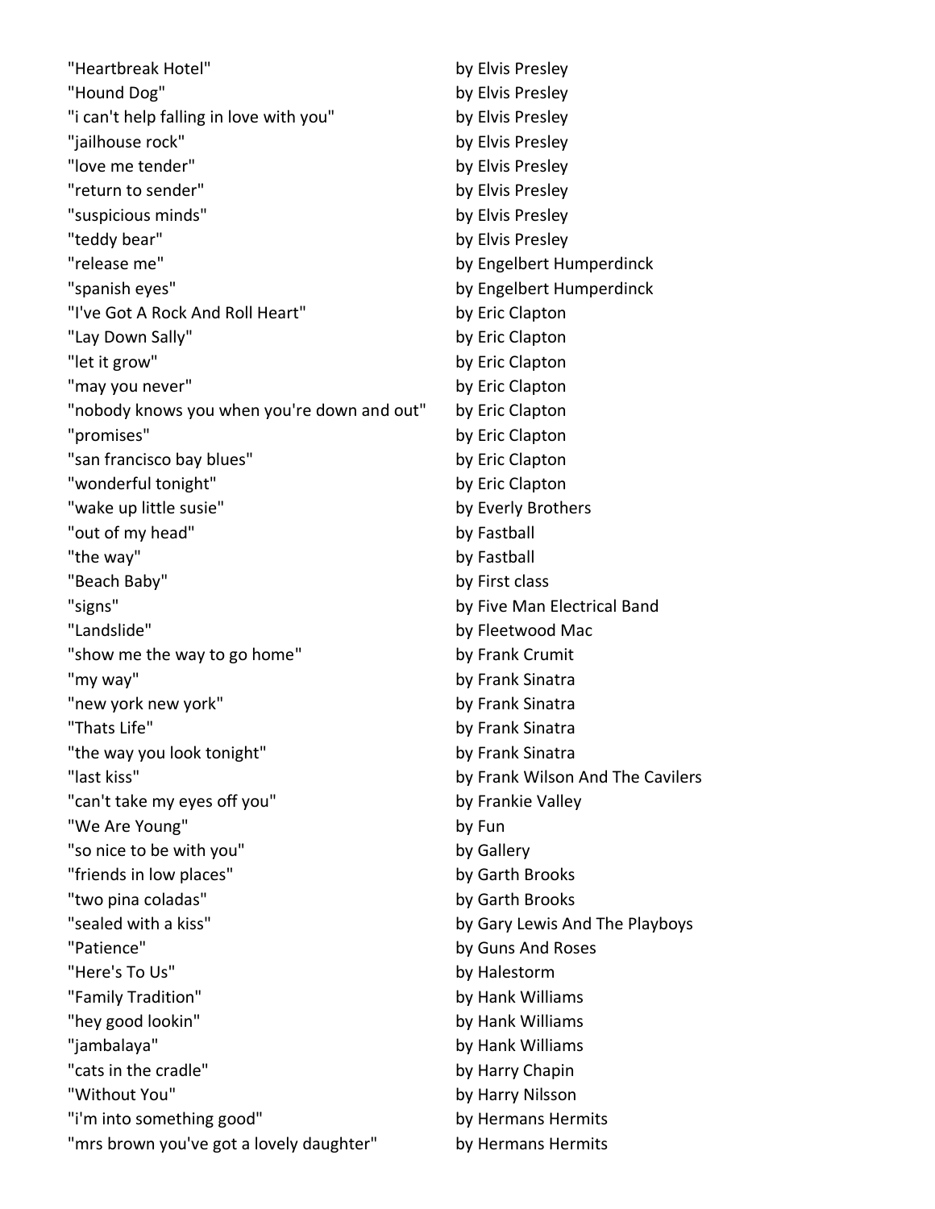| | |
|---|---|
| "Heartbreak Hotel" | by Elvis Presley |
| "Hound Dog" | by Elvis Presley |
| "i can't help falling in love with you" | by Elvis Presley |
| "jailhouse rock" | by Elvis Presley |
| "love me tender" | by Elvis Presley |
| "return to sender" | by Elvis Presley |
| "suspicious minds" | by Elvis Presley |
| "teddy bear" | by Elvis Presley |
| "release me" | by Engelbert Humperdinck |
| "spanish eyes" | by Engelbert Humperdinck |
| "I've Got A Rock And Roll Heart" | by Eric Clapton |
| "Lay Down Sally" | by Eric Clapton |
| "let it grow" | by Eric Clapton |
| "may you never" | by Eric Clapton |
| "nobody knows you when you're down and out" | by Eric Clapton |
| "promises" | by Eric Clapton |
| "san francisco bay blues" | by Eric Clapton |
| "wonderful tonight" | by Eric Clapton |
| "wake up little susie" | by Everly Brothers |
| "out of my head" | by Fastball |
| "the way" | by Fastball |
| "Beach Baby" | by First class |
| "signs" | by Five Man Electrical Band |
| "Landslide" | by Fleetwood Mac |
| "show me the way to go home" | by Frank Crumit |
| "my way" | by Frank Sinatra |
| "new york new york" | by Frank Sinatra |
| "Thats Life" | by Frank Sinatra |
| "the way you look tonight" | by Frank Sinatra |
| "last kiss" | by Frank Wilson And The Cavilers |
| "can't take my eyes off you" | by Frankie Valley |
| "We Are Young" | by Fun |
| "so nice to be with you" | by Gallery |
| "friends in low places" | by Garth Brooks |
| "two pina coladas" | by Garth Brooks |
| "sealed with a kiss" | by Gary Lewis And The Playboys |
| "Patience" | by Guns And Roses |
| "Here's To Us" | by Halestorm |
| "Family Tradition" | by Hank Williams |
| "hey good lookin" | by Hank Williams |
| "jambalaya" | by Hank Williams |
| "cats in the cradle" | by Harry Chapin |
| "Without You" | by Harry Nilsson |
| "i'm into something good" | by Hermans Hermits |
| "mrs brown you've got a lovely daughter" | by Hermans Hermits |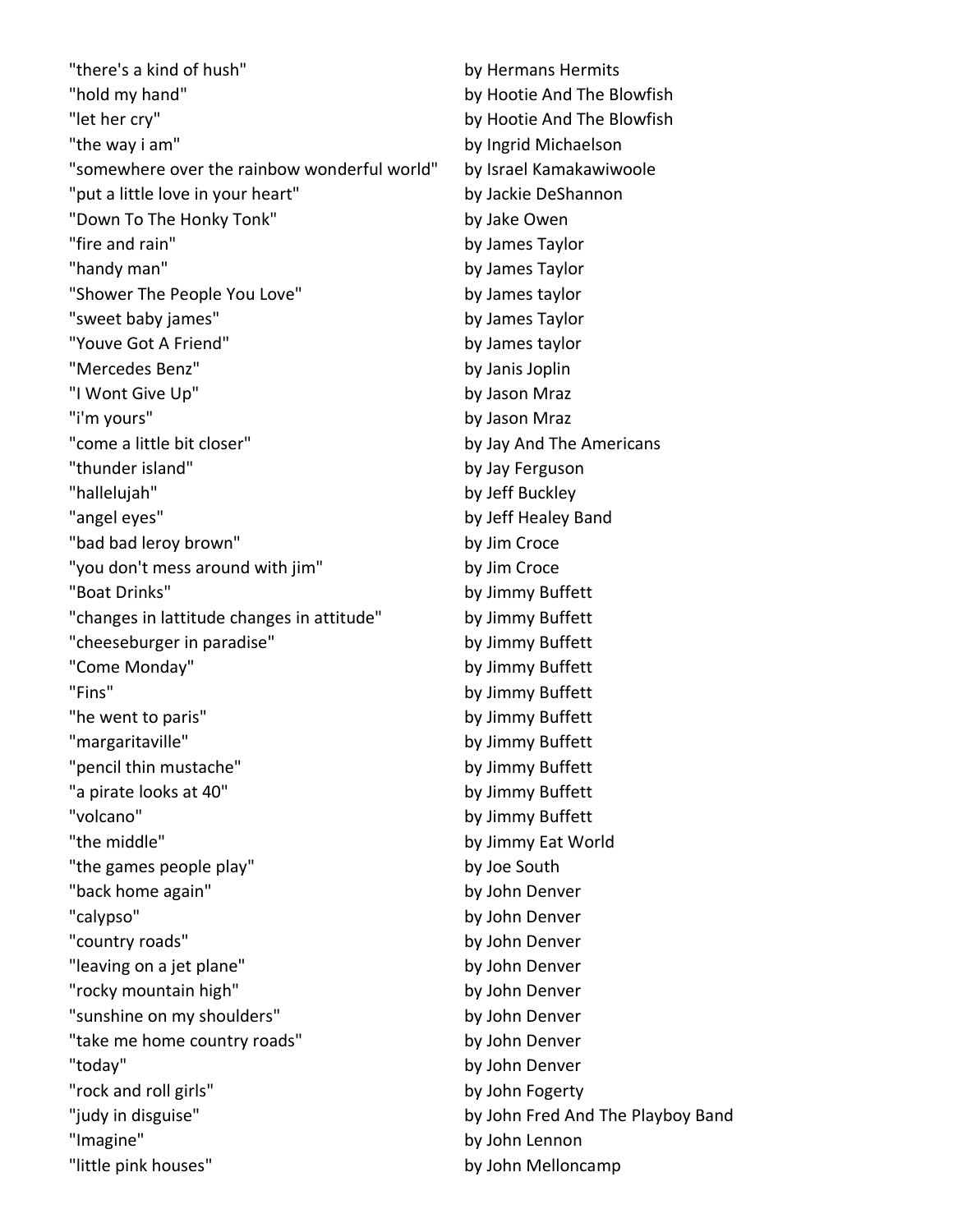| | |
|---|---|
| "there's a kind of hush" | by Hermans Hermits |
| "hold my hand" | by Hootie And The Blowfish |
| "let her cry" | by Hootie And The Blowfish |
| "the way i am" | by Ingrid Michaelson |
| "somewhere over the rainbow wonderful world" | by Israel Kamakawiwoole |
| "put a little love in your heart" | by Jackie DeShannon |
| "Down To The Honky Tonk" | by Jake Owen |
| "fire and rain" | by James Taylor |
| "handy man" | by James Taylor |
| "Shower The People You Love" | by James taylor |
| "sweet baby james" | by James Taylor |
| "Youve Got A Friend" | by James taylor |
| "Mercedes Benz" | by Janis Joplin |
| "I Wont Give Up" | by Jason Mraz |
| "i'm yours" | by Jason Mraz |
| "come a little bit closer" | by Jay And The Americans |
| "thunder island" | by Jay Ferguson |
| "hallelujah" | by Jeff Buckley |
| "angel eyes" | by Jeff Healey Band |
| "bad bad leroy brown" | by Jim Croce |
| "you don't mess around with jim" | by Jim Croce |
| "Boat Drinks" | by Jimmy Buffett |
| "changes in lattitude changes in attitude" | by Jimmy Buffett |
| "cheeseburger in paradise" | by Jimmy Buffett |
| "Come Monday" | by Jimmy Buffett |
| "Fins" | by Jimmy Buffett |
| "he went to paris" | by Jimmy Buffett |
| "margaritaville" | by Jimmy Buffett |
| "pencil thin mustache" | by Jimmy Buffett |
| "a pirate looks at 40" | by Jimmy Buffett |
| "volcano" | by Jimmy Buffett |
| "the middle" | by Jimmy Eat World |
| "the games people play" | by Joe South |
| "back home again" | by John Denver |
| "calypso" | by John Denver |
| "country roads" | by John Denver |
| "leaving on a jet plane" | by John Denver |
| "rocky mountain high" | by John Denver |
| "sunshine on my shoulders" | by John Denver |
| "take me home country roads" | by John Denver |
| "today" | by John Denver |
| "rock and roll girls" | by John Fogerty |
| "judy in disguise" | by John Fred And The Playboy Band |
| "Imagine" | by John Lennon |
| "little pink houses" | by John Melloncamp |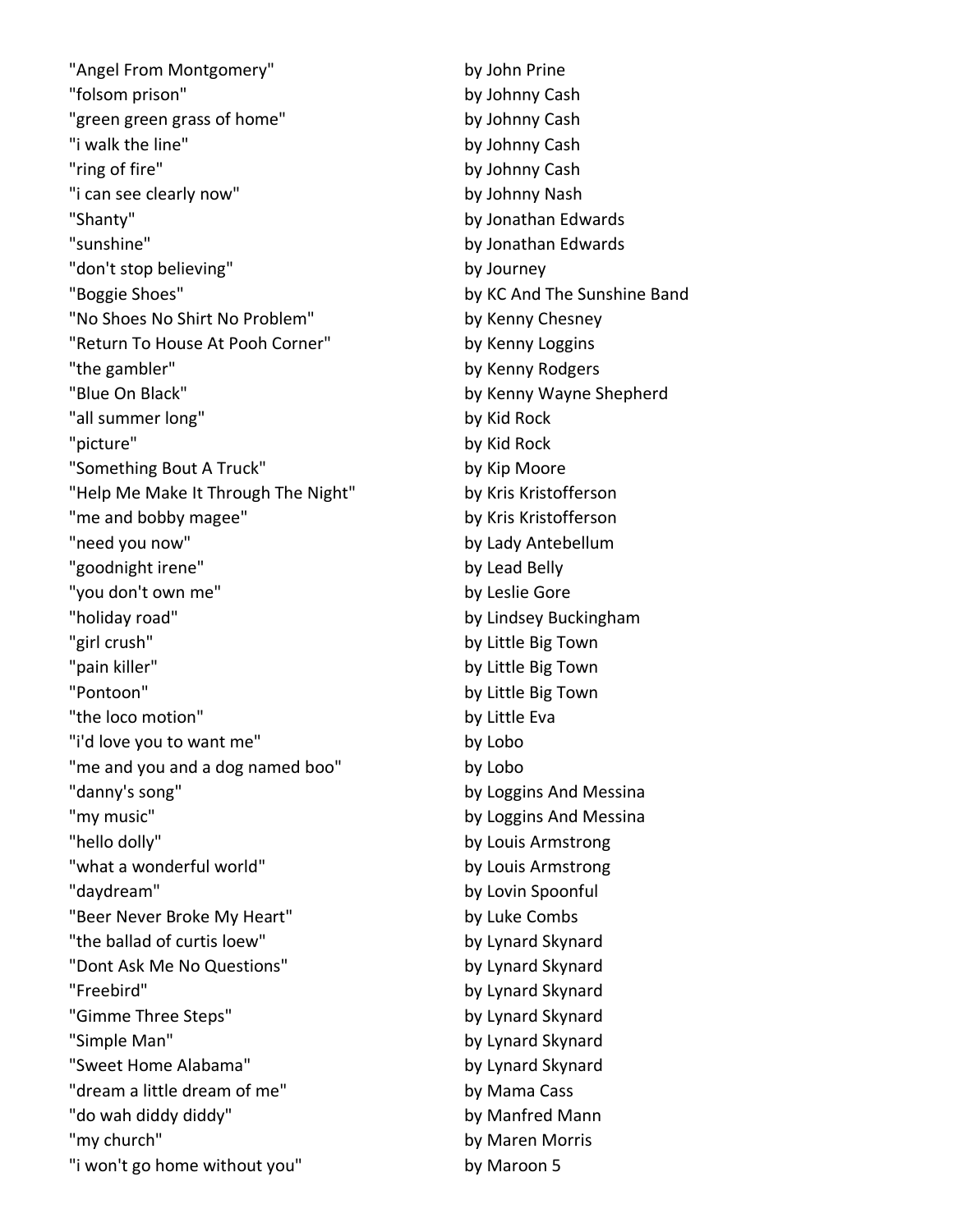| | |
|---|---|
| "Angel From Montgomery" | by John Prine |
| "folsom prison" | by Johnny Cash |
| "green green grass of home" | by Johnny Cash |
| "i walk the line" | by Johnny Cash |
| "ring of fire" | by Johnny Cash |
| "i can see clearly now" | by Johnny Nash |
| "Shanty" | by Jonathan Edwards |
| "sunshine" | by Jonathan Edwards |
| "don't stop believing" | by Journey |
| "Boggie Shoes" | by KC And The Sunshine Band |
| "No Shoes No Shirt No Problem" | by Kenny Chesney |
| "Return To House At Pooh Corner" | by Kenny Loggins |
| "the gambler" | by Kenny Rodgers |
| "Blue On Black" | by Kenny Wayne Shepherd |
| "all summer long" | by Kid Rock |
| "picture" | by Kid Rock |
| "Something Bout A Truck" | by Kip Moore |
| "Help Me Make It Through The Night" | by Kris Kristofferson |
| "me and bobby magee" | by Kris Kristofferson |
| "need you now" | by Lady Antebellum |
| "goodnight irene" | by Lead Belly |
| "you don't own me" | by Leslie Gore |
| "holiday road" | by Lindsey Buckingham |
| "girl crush" | by Little Big Town |
| "pain killer" | by Little Big Town |
| "Pontoon" | by Little Big Town |
| "the loco motion" | by Little Eva |
| "i'd love you to want me" | by Lobo |
| "me and you and a dog named boo" | by Lobo |
| "danny's song" | by Loggins And Messina |
| "my music" | by Loggins And Messina |
| "hello dolly" | by Louis Armstrong |
| "what a wonderful world" | by Louis Armstrong |
| "daydream" | by Lovin Spoonful |
| "Beer Never Broke My Heart" | by Luke Combs |
| "the ballad of curtis loew" | by Lynard Skynard |
| "Dont Ask Me No Questions" | by Lynard Skynard |
| "Freebird" | by Lynard Skynard |
| "Gimme Three Steps" | by Lynard Skynard |
| "Simple Man" | by Lynard Skynard |
| "Sweet Home Alabama" | by Lynard Skynard |
| "dream a little dream of me" | by Mama Cass |
| "do wah diddy diddy" | by Manfred Mann |
| "my church" | by Maren Morris |
| "i won't go home without you" | by Maroon 5 |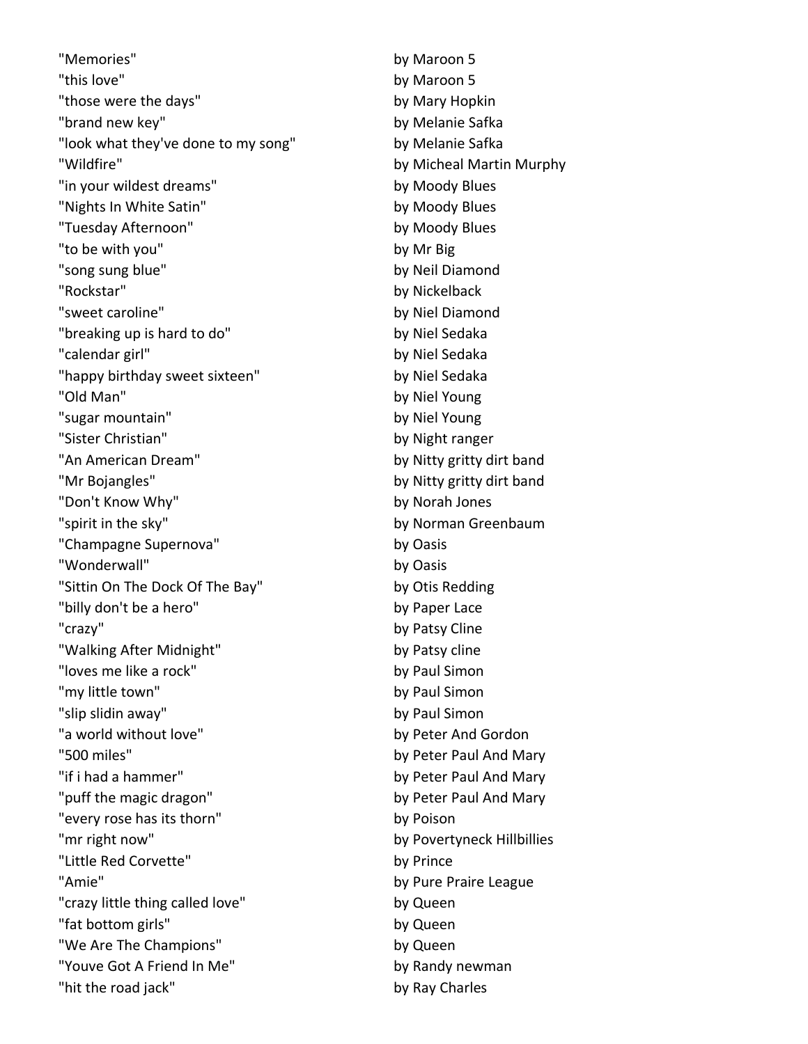| | |
|---|---|
| "Memories" | by Maroon 5 |
| "this love" | by Maroon 5 |
| "those were the days" | by Mary Hopkin |
| "brand new key" | by Melanie Safka |
| "look what they've done to my song" | by Melanie Safka |
| "Wildfire" | by Micheal Martin Murphy |
| "in your wildest dreams" | by Moody Blues |
| "Nights In White Satin" | by Moody Blues |
| "Tuesday Afternoon" | by Moody Blues |
| "to be with you" | by Mr Big |
| "song sung blue" | by Neil Diamond |
| "Rockstar" | by Nickelback |
| "sweet caroline" | by Niel Diamond |
| "breaking up is hard to do" | by Niel Sedaka |
| "calendar girl" | by Niel Sedaka |
| "happy birthday sweet sixteen" | by Niel Sedaka |
| "Old Man" | by Niel Young |
| "sugar mountain" | by Niel Young |
| "Sister Christian" | by Night ranger |
| "An American Dream" | by Nitty gritty dirt band |
| "Mr Bojangles" | by Nitty gritty dirt band |
| "Don't Know Why" | by Norah Jones |
| "spirit in the sky" | by Norman Greenbaum |
| "Champagne Supernova" | by Oasis |
| "Wonderwall" | by Oasis |
| "Sittin On The Dock Of The Bay" | by Otis Redding |
| "billy don't be a hero" | by Paper Lace |
| "crazy" | by Patsy Cline |
| "Walking After Midnight" | by Patsy cline |
| "loves me like a rock" | by Paul Simon |
| "my little town" | by Paul Simon |
| "slip slidin away" | by Paul Simon |
| "a world without love" | by Peter And Gordon |
| "500 miles" | by Peter Paul And Mary |
| "if i had a hammer" | by Peter Paul And Mary |
| "puff the magic dragon" | by Peter Paul And Mary |
| "every rose has its thorn" | by Poison |
| "mr right now" | by Povertyneck Hillbillies |
| "Little Red Corvette" | by Prince |
| "Amie" | by Pure Praire League |
| "crazy little thing called love" | by Queen |
| "fat bottom girls" | by Queen |
| "We Are The Champions" | by Queen |
| "Youve Got A Friend In Me" | by Randy newman |
| "hit the road jack" | by Ray Charles |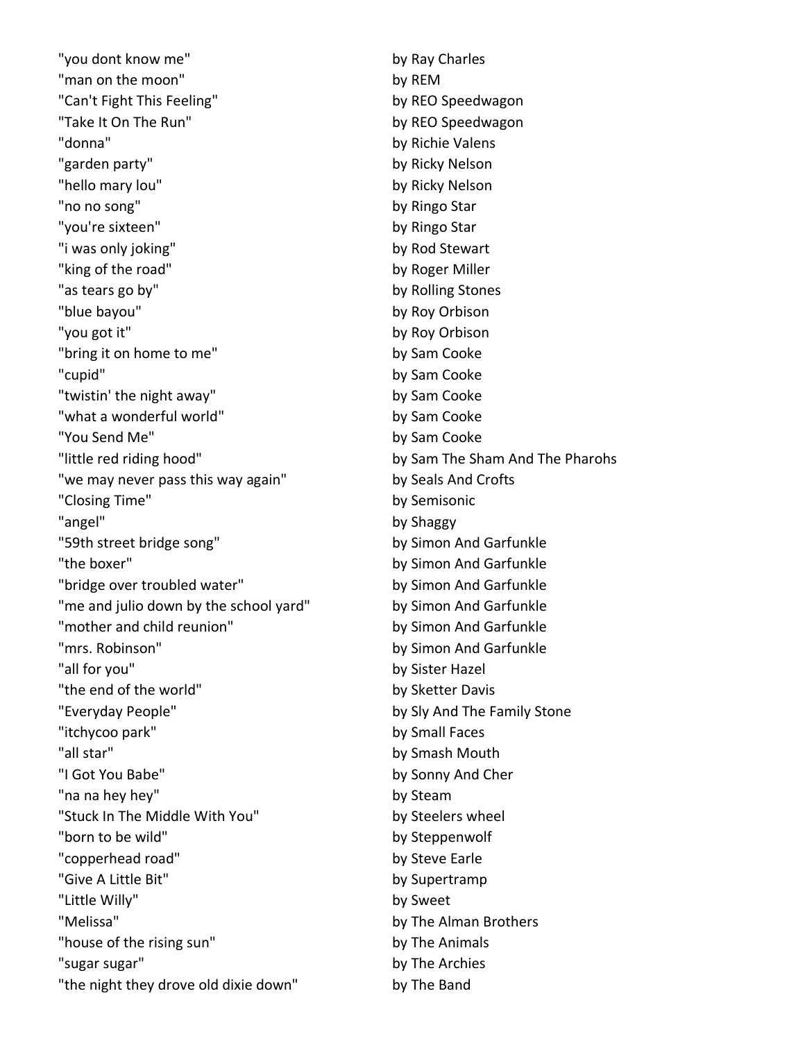"you dont know me" by Ray Charles
"man on the moon" by REM
"Can't Fight This Feeling" by REO Speedwagon
"Take It On The Run" by REO Speedwagon
"donna" by Richie Valens
"garden party" by Ricky Nelson
"hello mary lou" by Ricky Nelson
"no no song" by Ringo Star
"you're sixteen" by Ringo Star
"i was only joking" by Rod Stewart
"king of the road" by Roger Miller
"as tears go by" by Rolling Stones
"blue bayou" by Roy Orbison
"you got it" by Roy Orbison
"bring it on home to me" by Sam Cooke
"cupid" by Sam Cooke
"twistin' the night away" by Sam Cooke
"what a wonderful world" by Sam Cooke
"You Send Me" by Sam Cooke
"little red riding hood" by Sam The Sham And The Pharohs
"we may never pass this way again" by Seals And Crofts
"Closing Time" by Semisonic
"angel" by Shaggy
"59th street bridge song" by Simon And Garfunkle
"the boxer" by Simon And Garfunkle
"bridge over troubled water" by Simon And Garfunkle
"me and julio down by the school yard" by Simon And Garfunkle
"mother and child reunion" by Simon And Garfunkle
"mrs. Robinson" by Simon And Garfunkle
"all for you" by Sister Hazel
"the end of the world" by Sketter Davis
"Everyday People" by Sly And The Family Stone
"itchycoo park" by Small Faces
"all star" by Smash Mouth
"I Got You Babe" by Sonny And Cher
"na na hey hey" by Steam
"Stuck In The Middle With You" by Steelers wheel
"born to be wild" by Steppenwolf
"copperhead road" by Steve Earle
"Give A Little Bit" by Supertramp
"Little Willy" by Sweet
"Melissa" by The Alman Brothers
"house of the rising sun" by The Animals
"sugar sugar" by The Archies
"the night they drove old dixie down" by The Band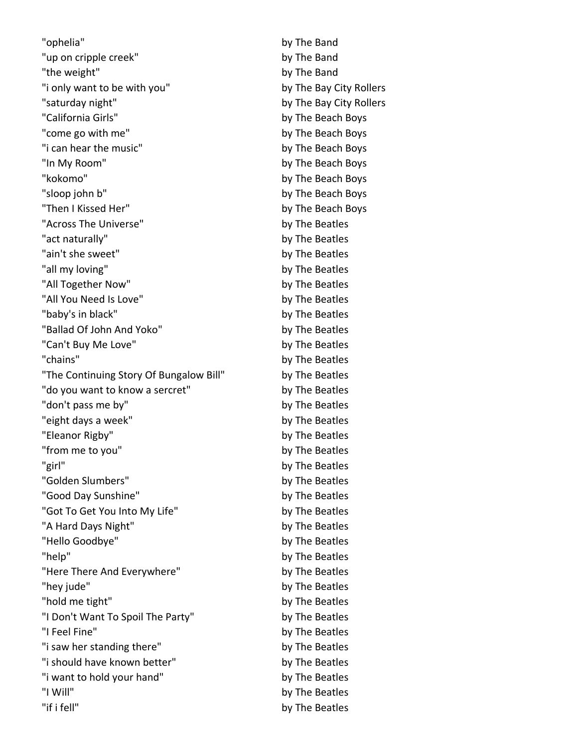| | |
|---|---|
| "ophelia" | by The Band |
| "up on cripple creek" | by The Band |
| "the weight" | by The Band |
| "i only want to be with you" | by The Bay City Rollers |
| "saturday night" | by The Bay City Rollers |
| "California Girls" | by The Beach Boys |
| "come go with me" | by The Beach Boys |
| "i can hear the music" | by The Beach Boys |
| "In My Room" | by The Beach Boys |
| "kokomo" | by The Beach Boys |
| "sloop john b" | by The Beach Boys |
| "Then I Kissed Her" | by The Beach Boys |
| "Across The Universe" | by The Beatles |
| "act naturally" | by The Beatles |
| "ain't she sweet" | by The Beatles |
| "all my loving" | by The Beatles |
| "All Together Now" | by The Beatles |
| "All You Need Is Love" | by The Beatles |
| "baby's in black" | by The Beatles |
| "Ballad Of John And Yoko" | by The Beatles |
| "Can't Buy Me Love" | by The Beatles |
| "chains" | by The Beatles |
| "The Continuing Story Of Bungalow Bill" | by The Beatles |
| "do you want to know a sercret" | by The Beatles |
| "don't pass me by" | by The Beatles |
| "eight days a week" | by The Beatles |
| "Eleanor Rigby" | by The Beatles |
| "from me to you" | by The Beatles |
| "girl" | by The Beatles |
| "Golden Slumbers" | by The Beatles |
| "Good Day Sunshine" | by The Beatles |
| "Got To Get You Into My Life" | by The Beatles |
| "A Hard Days Night" | by The Beatles |
| "Hello Goodbye" | by The Beatles |
| "help" | by The Beatles |
| "Here There And Everywhere" | by The Beatles |
| "hey jude" | by The Beatles |
| "hold me tight" | by The Beatles |
| "I Don't Want To Spoil The Party" | by The Beatles |
| "I Feel Fine" | by The Beatles |
| "i saw her standing there" | by The Beatles |
| "i should have known better" | by The Beatles |
| "i want to hold your hand" | by The Beatles |
| "I Will" | by The Beatles |
| "if i fell" | by The Beatles |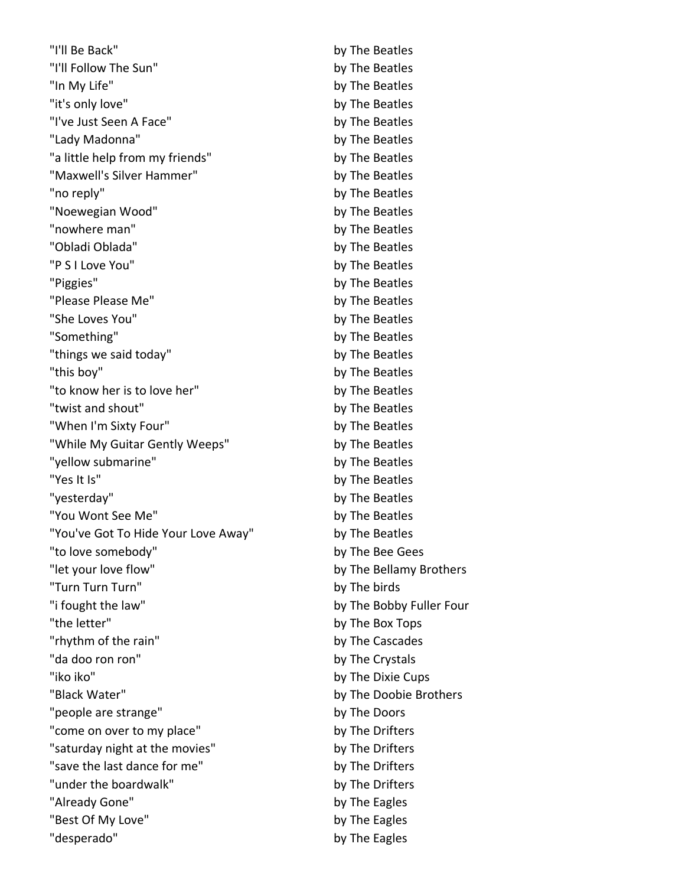"I'll Be Back" by The Beatles
"I'll Follow The Sun" by The Beatles
"In My Life" by The Beatles
"it's only love" by The Beatles
"I've Just Seen A Face" by The Beatles
"Lady Madonna" by The Beatles
"a little help from my friends" by The Beatles
"Maxwell's Silver Hammer" by The Beatles
"no reply" by The Beatles
"Noewegian Wood" by The Beatles
"nowhere man" by The Beatles
"Obladi Oblada" by The Beatles
"P S I Love You" by The Beatles
"Piggies" by The Beatles
"Please Please Me" by The Beatles
"She Loves You" by The Beatles
"Something" by The Beatles
"things we said today" by The Beatles
"this boy" by The Beatles
"to know her is to love her" by The Beatles
"twist and shout" by The Beatles
"When I'm Sixty Four" by The Beatles
"While My Guitar Gently Weeps" by The Beatles
"yellow submarine" by The Beatles
"Yes It Is" by The Beatles
"yesterday" by The Beatles
"You Wont See Me" by The Beatles
"You've Got To Hide Your Love Away" by The Beatles
"to love somebody" by The Bee Gees
"let your love flow" by The Bellamy Brothers
"Turn Turn Turn" by The birds
"i fought the law" by The Bobby Fuller Four
"the letter" by The Box Tops
"rhythm of the rain" by The Cascades
"da doo ron ron" by The Crystals
"iko iko" by The Dixie Cups
"Black Water" by The Doobie Brothers
"people are strange" by The Doors
"come on over to my place" by The Drifters
"saturday night at the movies" by The Drifters
"save the last dance for me" by The Drifters
"under the boardwalk" by The Drifters
"Already Gone" by The Eagles
"Best Of My Love" by The Eagles
"desperado" by The Eagles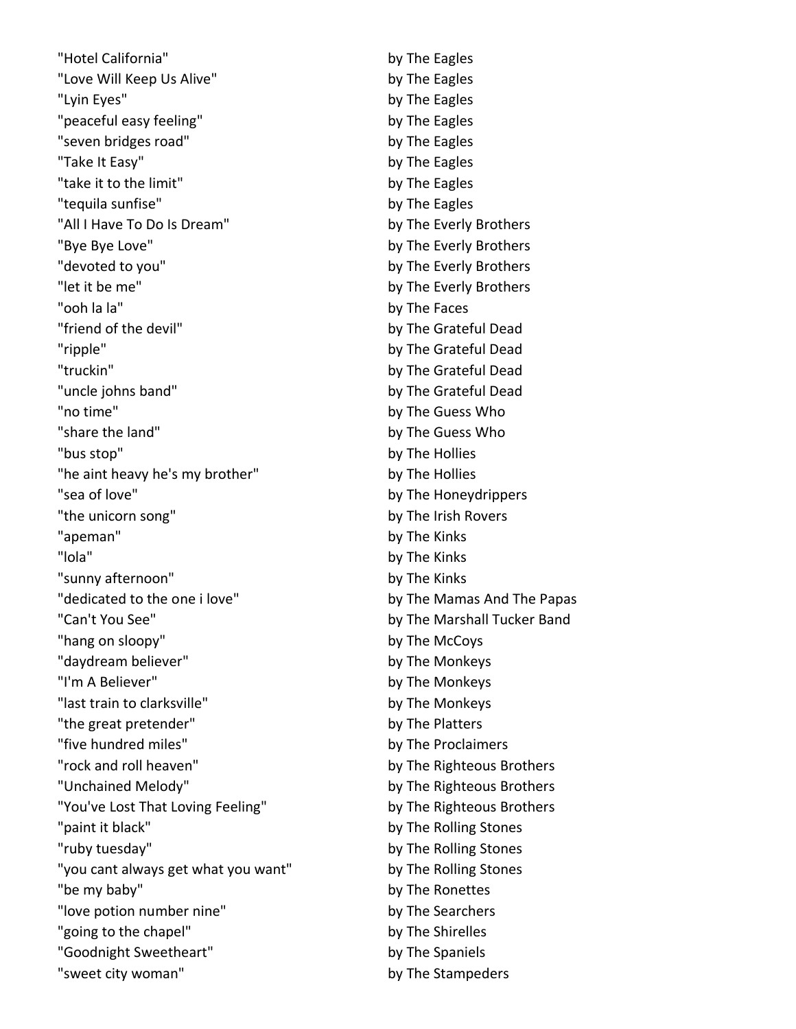"Hotel California" by The Eagles
"Love Will Keep Us Alive" by The Eagles
"Lyin Eyes" by The Eagles
"peaceful easy feeling" by The Eagles
"seven bridges road" by The Eagles
"Take It Easy" by The Eagles
"take it to the limit" by The Eagles
"tequila sunfise" by The Eagles
"All I Have To Do Is Dream" by The Everly Brothers
"Bye Bye Love" by The Everly Brothers
"devoted to you" by The Everly Brothers
"let it be me" by The Everly Brothers
"ooh la la" by The Faces
"friend of the devil" by The Grateful Dead
"ripple" by The Grateful Dead
"truckin" by The Grateful Dead
"uncle johns band" by The Grateful Dead
"no time" by The Guess Who
"share the land" by The Guess Who
"bus stop" by The Hollies
"he aint heavy he's my brother" by The Hollies
"sea of love" by The Honeydrippers
"the unicorn song" by The Irish Rovers
"apeman" by The Kinks
"lola" by The Kinks
"sunny afternoon" by The Kinks
"dedicated to the one i love" by The Mamas And The Papas
"Can't You See" by The Marshall Tucker Band
"hang on sloopy" by The McCoys
"daydream believer" by The Monkeys
"I'm A Believer" by The Monkeys
"last train to clarksville" by The Monkeys
"the great pretender" by The Platters
"five hundred miles" by The Proclaimers
"rock and roll heaven" by The Righteous Brothers
"Unchained Melody" by The Righteous Brothers
"You've Lost That Loving Feeling" by The Righteous Brothers
"paint it black" by The Rolling Stones
"ruby tuesday" by The Rolling Stones
"you cant always get what you want" by The Rolling Stones
"be my baby" by The Ronettes
"love potion number nine" by The Searchers
"going to the chapel" by The Shirelles
"Goodnight Sweetheart" by The Spaniels
"sweet city woman" by The Stampeders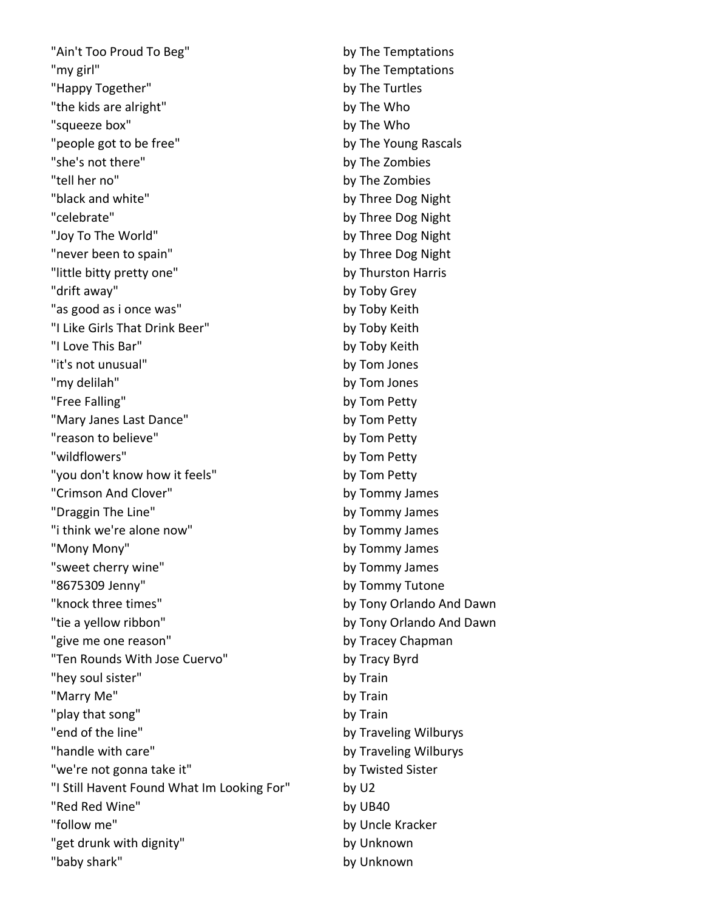| | |
|---|---|
| "Ain't Too Proud To Beg" | by The Temptations |
| "my girl" | by The Temptations |
| "Happy Together" | by The Turtles |
| "the kids are alright" | by The Who |
| "squeeze box" | by The Who |
| "people got to be free" | by The Young Rascals |
| "she's not there" | by The Zombies |
| "tell her no" | by The Zombies |
| "black and white" | by Three Dog Night |
| "celebrate" | by Three Dog Night |
| "Joy To The World" | by Three Dog Night |
| "never been to spain" | by Three Dog Night |
| "little bitty pretty one" | by Thurston Harris |
| "drift away" | by Toby Grey |
| "as good as i once was" | by Toby Keith |
| "I Like Girls That Drink Beer" | by Toby Keith |
| "I Love This Bar" | by Toby Keith |
| "it's not unusual" | by Tom Jones |
| "my delilah" | by Tom Jones |
| "Free Falling" | by Tom Petty |
| "Mary Janes Last Dance" | by Tom Petty |
| "reason to believe" | by Tom Petty |
| "wildflowers" | by Tom Petty |
| "you don't know how it feels" | by Tom Petty |
| "Crimson And Clover" | by Tommy James |
| "Draggin The Line" | by Tommy James |
| "i think we're alone now" | by Tommy James |
| "Mony Mony" | by Tommy James |
| "sweet cherry wine" | by Tommy James |
| "8675309 Jenny" | by Tommy Tutone |
| "knock three times" | by Tony Orlando And Dawn |
| "tie a yellow ribbon" | by Tony Orlando And Dawn |
| "give me one reason" | by Tracey Chapman |
| "Ten Rounds With Jose Cuervo" | by Tracy Byrd |
| "hey soul sister" | by Train |
| "Marry Me" | by Train |
| "play that song" | by Train |
| "end of the line" | by Traveling Wilburys |
| "handle with care" | by Traveling Wilburys |
| "we're not gonna take it" | by Twisted Sister |
| "I Still Havent Found What Im Looking For" | by U2 |
| "Red Red Wine" | by UB40 |
| "follow me" | by Uncle Kracker |
| "get drunk with dignity" | by Unknown |
| "baby shark" | by Unknown |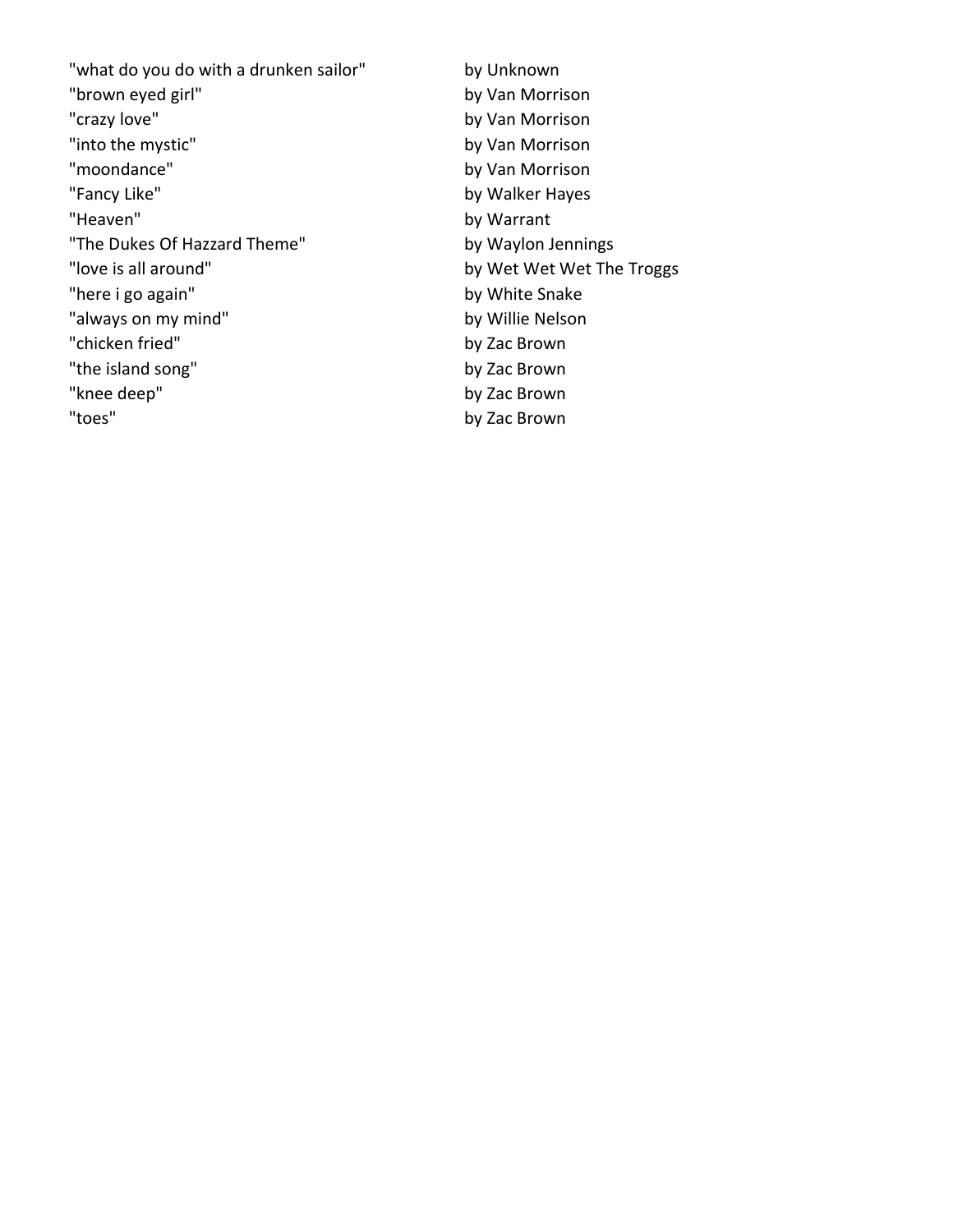| | |
|---|---|
| "what do you do with a drunken sailor" | by Unknown |
| "brown eyed girl" | by Van Morrison |
| "crazy love" | by Van Morrison |
| "into the mystic" | by Van Morrison |
| "moondance" | by Van Morrison |
| "Fancy Like" | by Walker Hayes |
| "Heaven" | by Warrant |
| "The Dukes Of Hazzard Theme" | by Waylon Jennings |
| "love is all around" | by Wet Wet Wet The Troggs |
| "here i go again" | by White Snake |
| "always on my mind" | by Willie Nelson |
| "chicken fried" | by Zac Brown |
| "the island song" | by Zac Brown |
| "knee deep" | by Zac Brown |
| "toes" | by Zac Brown |